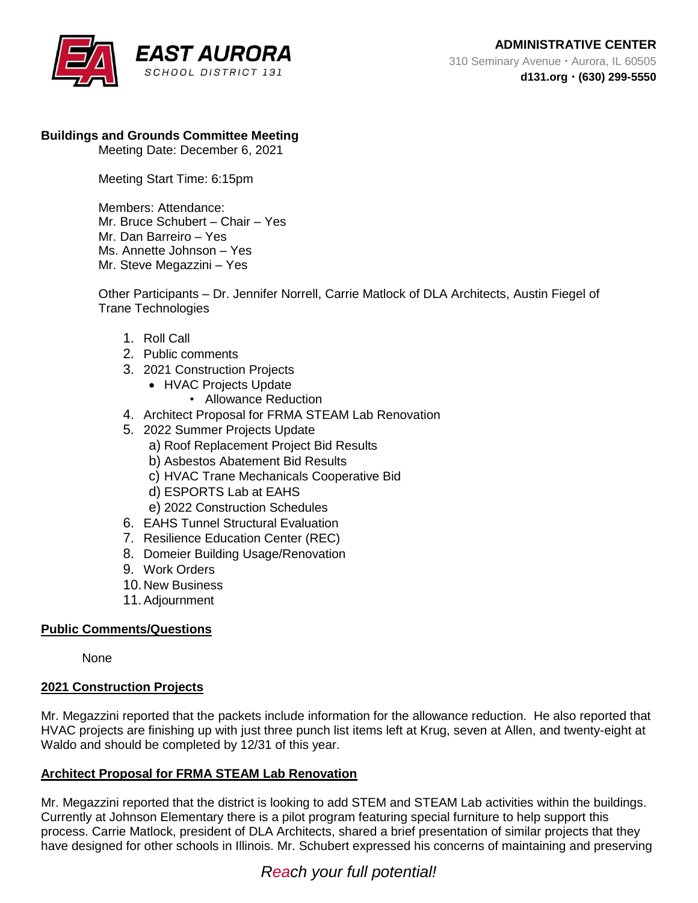**EAST AURORA** SCHOOL DISTRICT 131

**ADMINISTRATIVE CENTER**
310 Seminary Avenue • Aurora, IL 60505
**d131.org • (630) 299-5550**

**Buildings and Grounds Committee Meeting**

Meeting Date: December 6, 2021

Meeting Start Time: 6:15pm

Members: Attendance:
Mr. Bruce Schubert – Chair – Yes
Mr. Dan Barreiro – Yes
Ms. Annette Johnson – Yes
Mr. Steve Megazzini – Yes

Other Participants – Dr. Jennifer Norrell, Carrie Matlock of DLA Architects, Austin Fiegel of Trane Technologies

1. Roll Call
2. Public comments
3. 2021 Construction Projects
   - HVAC Projects Update
     - Allowance Reduction
4. Architect Proposal for FRMA STEAM Lab Renovation
5. 2022 Summer Projects Update
   a) Roof Replacement Project Bid Results
   b) Asbestos Abatement Bid Results
   c) HVAC Trane Mechanicals Cooperative Bid
   d) ESPORTS Lab at EAHS
   e) 2022 Construction Schedules
6. EAHS Tunnel Structural Evaluation
7. Resilience Education Center (REC)
8. Domeier Building Usage/Renovation
9. Work Orders
10. New Business
11. Adjournment

## Public Comments/Questions

None

## 2021 Construction Projects

Mr. Megazzini reported that the packets include information for the allowance reduction. He also reported that HVAC projects are finishing up with just three punch list items left at Krug, seven at Allen, and twenty-eight at Waldo and should be completed by 12/31 of this year.

## Architect Proposal for FRMA STEAM Lab Renovation

Mr. Megazzini reported that the district is looking to add STEM and STEAM Lab activities within the buildings. Currently at Johnson Elementary there is a pilot program featuring special furniture to help support this process. Carrie Matlock, president of DLA Architects, shared a brief presentation of similar projects that they have designed for other schools in Illinois. Mr. Schubert expressed his concerns of maintaining and preserving

*Reach your full potential!*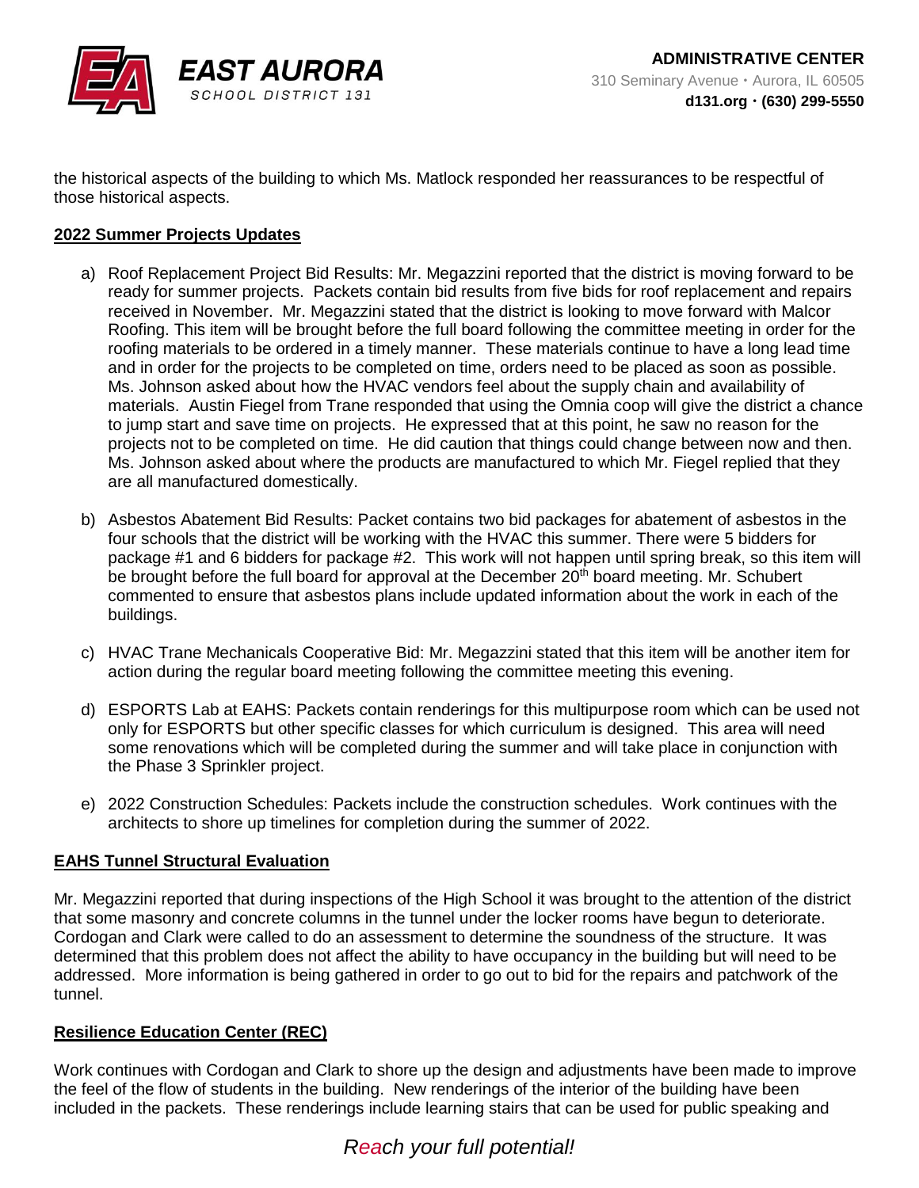the historical aspects of the building to which Ms. Matlock responded her reassurances to be respectful of those historical aspects.

**2022 Summer Projects Updates**

a) Roof Replacement Project Bid Results: Mr. Megazzini reported that the district is moving forward to be ready for summer projects. Packets contain bid results from five bids for roof replacement and repairs received in November. Mr. Megazzini stated that the district is looking to move forward with Malcor Roofing. This item will be brought before the full board following the committee meeting in order for the roofing materials to be ordered in a timely manner. These materials continue to have a long lead time and in order for the projects to be completed on time, orders need to be placed as soon as possible. Ms. Johnson asked about how the HVAC vendors feel about the supply chain and availability of materials. Austin Fiegel from Trane responded that using the Omnia coop will give the district a chance to jump start and save time on projects. He expressed that at this point, he saw no reason for the projects not to be completed on time. He did caution that things could change between now and then. Ms. Johnson asked about where the products are manufactured to which Mr. Fiegel replied that they are all manufactured domestically.

b) Asbestos Abatement Bid Results: Packet contains two bid packages for abatement of asbestos in the four schools that the district will be working with the HVAC this summer. There were 5 bidders for package #1 and 6 bidders for package #2. This work will not happen until spring break, so this item will be brought before the full board for approval at the December 20th board meeting. Mr. Schubert commented to ensure that asbestos plans include updated information about the work in each of the buildings.

c) HVAC Trane Mechanicals Cooperative Bid: Mr. Megazzini stated that this item will be another item for action during the regular board meeting following the committee meeting this evening.

d) ESPORTS Lab at EAHS: Packets contain renderings for this multipurpose room which can be used not only for ESPORTS but other specific classes for which curriculum is designed. This area will need some renovations which will be completed during the summer and will take place in conjunction with the Phase 3 Sprinkler project.

e) 2022 Construction Schedules: Packets include the construction schedules. Work continues with the architects to shore up timelines for completion during the summer of 2022.

**EAHS Tunnel Structural Evaluation**

Mr. Megazzini reported that during inspections of the High School it was brought to the attention of the district that some masonry and concrete columns in the tunnel under the locker rooms have begun to deteriorate. Cordogan and Clark were called to do an assessment to determine the soundness of the structure. It was determined that this problem does not affect the ability to have occupancy in the building but will need to be addressed. More information is being gathered in order to go out to bid for the repairs and patchwork of the tunnel.

**Resilience Education Center (REC)**

Work continues with Cordogan and Clark to shore up the design and adjustments have been made to improve the feel of the flow of students in the building. New renderings of the interior of the building have been included in the packets. These renderings include learning stairs that can be used for public speaking and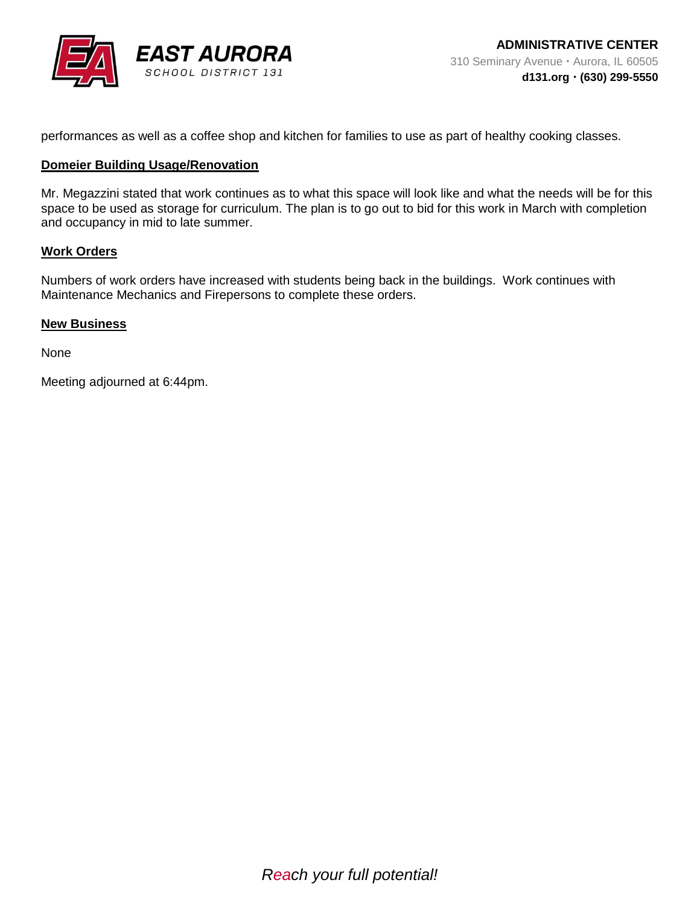performances as well as a coffee shop and kitchen for families to use as part of healthy cooking classes.

**Domeier Building Usage/Renovation**

Mr. Megazzini stated that work continues as to what this space will look like and what the needs will be for this space to be used as storage for curriculum. The plan is to go out to bid for this work in March with completion and occupancy in mid to late summer.

**Work Orders**

Numbers of work orders have increased with students being back in the buildings. Work continues with Maintenance Mechanics and Firepersons to complete these orders.

**New Business**

None

Meeting adjourned at 6:44pm.